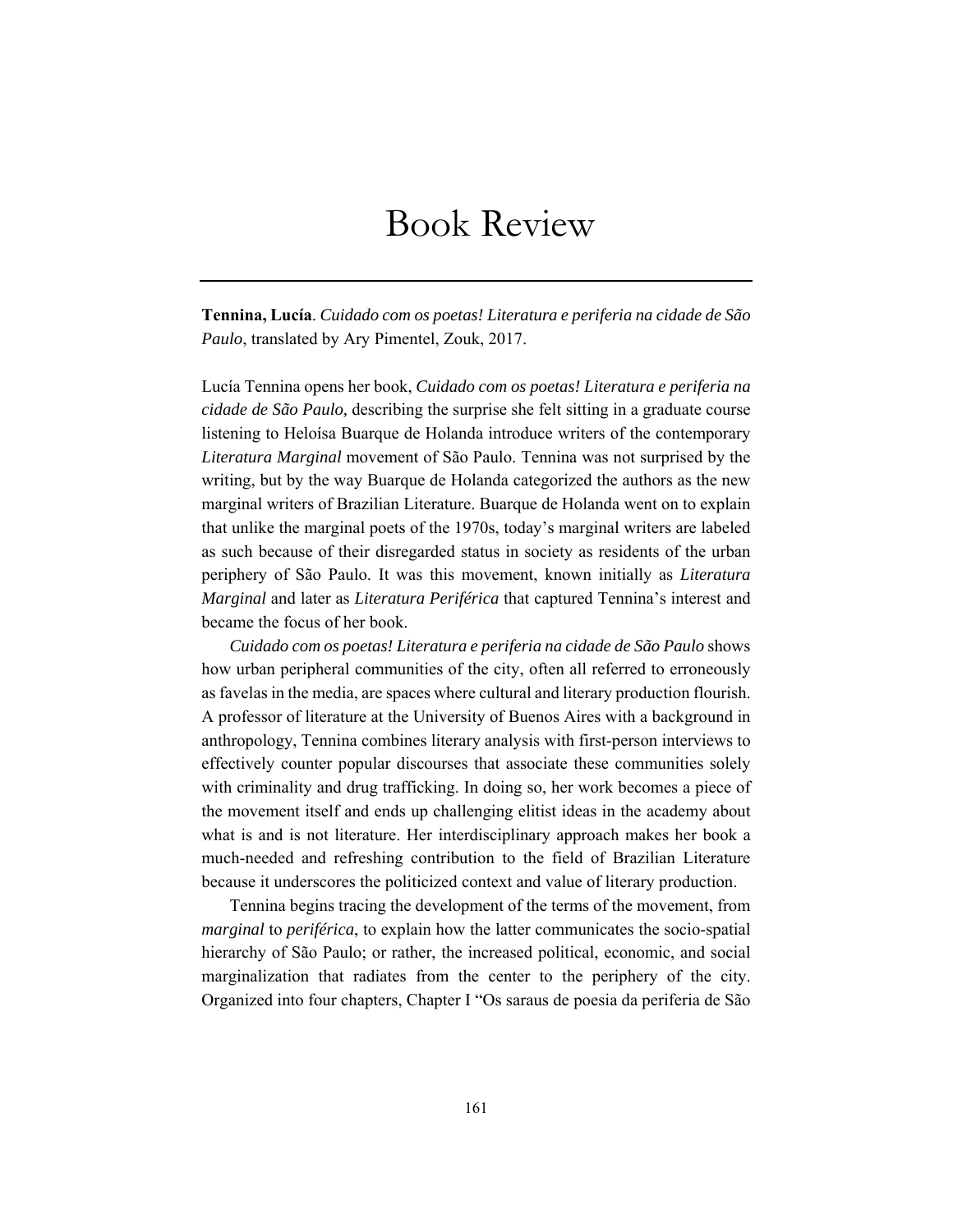# Book Review

**Tennina, Lucía**. *Cuidado com os poetas! Literatura e periferia na cidade de São Paulo*, translated by Ary Pimentel, Zouk, 2017.

Lucía Tennina opens her book, *Cuidado com os poetas! Literatura e periferia na cidade de São Paulo,* describing the surprise she felt sitting in a graduate course listening to Heloísa Buarque de Holanda introduce writers of the contemporary *Literatura Marginal* movement of São Paulo. Tennina was not surprised by the writing, but by the way Buarque de Holanda categorized the authors as the new marginal writers of Brazilian Literature. Buarque de Holanda went on to explain that unlike the marginal poets of the 1970s, today's marginal writers are labeled as such because of their disregarded status in society as residents of the urban periphery of São Paulo. It was this movement, known initially as *Literatura Marginal* and later as *Literatura Periférica* that captured Tennina's interest and became the focus of her book.

*Cuidado com os poetas! Literatura e periferia na cidade de São Paulo* shows how urban peripheral communities of the city, often all referred to erroneously as favelas in the media, are spaces where cultural and literary production flourish. A professor of literature at the University of Buenos Aires with a background in anthropology, Tennina combines literary analysis with first-person interviews to effectively counter popular discourses that associate these communities solely with criminality and drug trafficking. In doing so, her work becomes a piece of the movement itself and ends up challenging elitist ideas in the academy about what is and is not literature. Her interdisciplinary approach makes her book a much-needed and refreshing contribution to the field of Brazilian Literature because it underscores the politicized context and value of literary production.

Tennina begins tracing the development of the terms of the movement, from *marginal* to *periférica*, to explain how the latter communicates the socio-spatial hierarchy of São Paulo; or rather, the increased political, economic, and social marginalization that radiates from the center to the periphery of the city. Organized into four chapters, Chapter I "Os saraus de poesia da periferia de São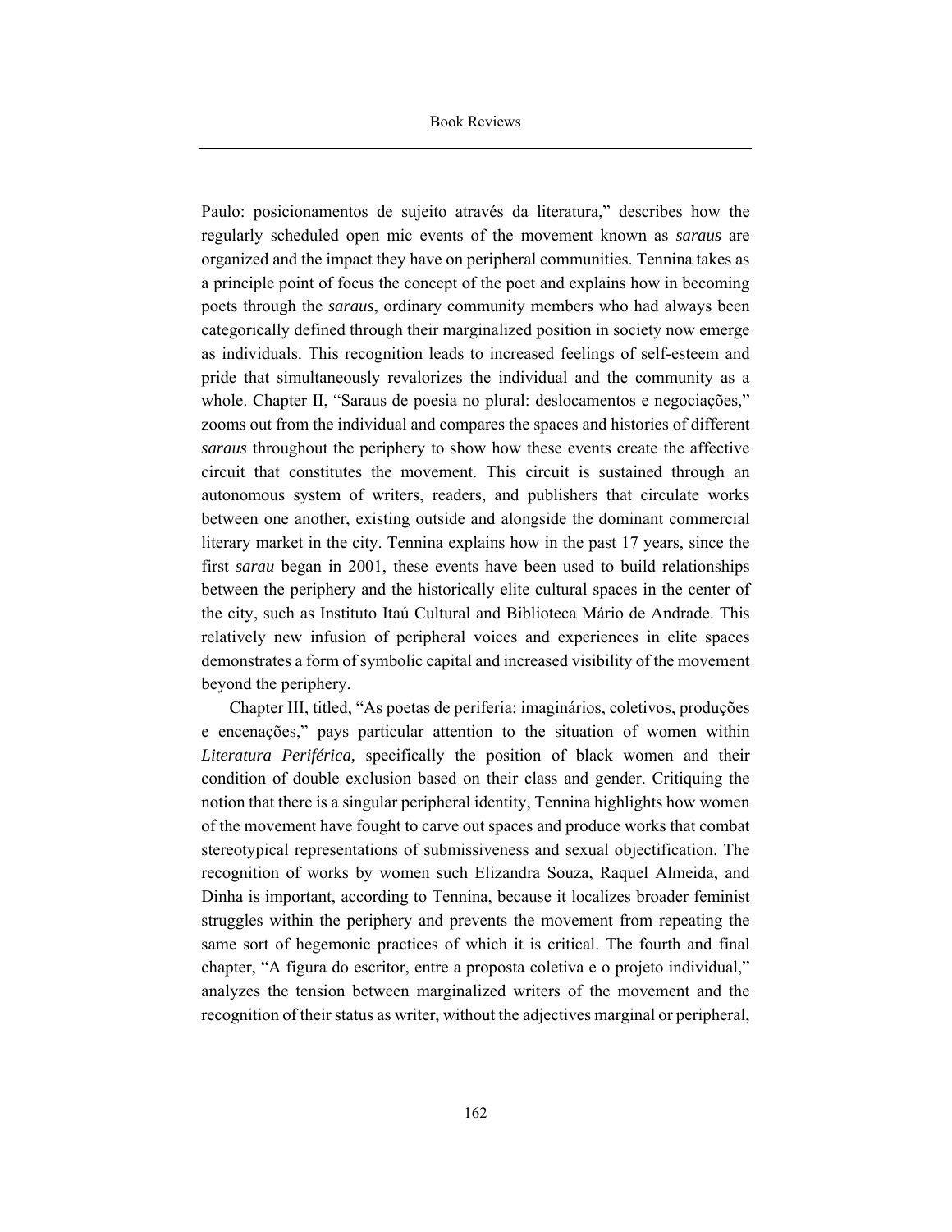Paulo: posicionamentos de sujeito através da literatura," describes how the regularly scheduled open mic events of the movement known as *saraus* are organized and the impact they have on peripheral communities. Tennina takes as a principle point of focus the concept of the poet and explains how in becoming poets through the *saraus*, ordinary community members who had always been categorically defined through their marginalized position in society now emerge as individuals. This recognition leads to increased feelings of self-esteem and pride that simultaneously revalorizes the individual and the community as a whole. Chapter II, "Saraus de poesia no plural: deslocamentos e negociações," zooms out from the individual and compares the spaces and histories of different *saraus* throughout the periphery to show how these events create the affective circuit that constitutes the movement. This circuit is sustained through an autonomous system of writers, readers, and publishers that circulate works between one another, existing outside and alongside the dominant commercial literary market in the city. Tennina explains how in the past 17 years, since the first *sarau* began in 2001, these events have been used to build relationships between the periphery and the historically elite cultural spaces in the center of the city, such as Instituto Itaú Cultural and Biblioteca Mário de Andrade. This relatively new infusion of peripheral voices and experiences in elite spaces demonstrates a form of symbolic capital and increased visibility of the movement beyond the periphery.

Chapter III, titled, "As poetas de periferia: imaginários, coletivos, produções e encenações," pays particular attention to the situation of women within *Literatura Periférica,* specifically the position of black women and their condition of double exclusion based on their class and gender. Critiquing the notion that there is a singular peripheral identity, Tennina highlights how women of the movement have fought to carve out spaces and produce works that combat stereotypical representations of submissiveness and sexual objectification. The recognition of works by women such Elizandra Souza, Raquel Almeida, and Dinha is important, according to Tennina, because it localizes broader feminist struggles within the periphery and prevents the movement from repeating the same sort of hegemonic practices of which it is critical. The fourth and final chapter, "A figura do escritor, entre a proposta coletiva e o projeto individual," analyzes the tension between marginalized writers of the movement and the recognition of their status as writer, without the adjectives marginal or peripheral,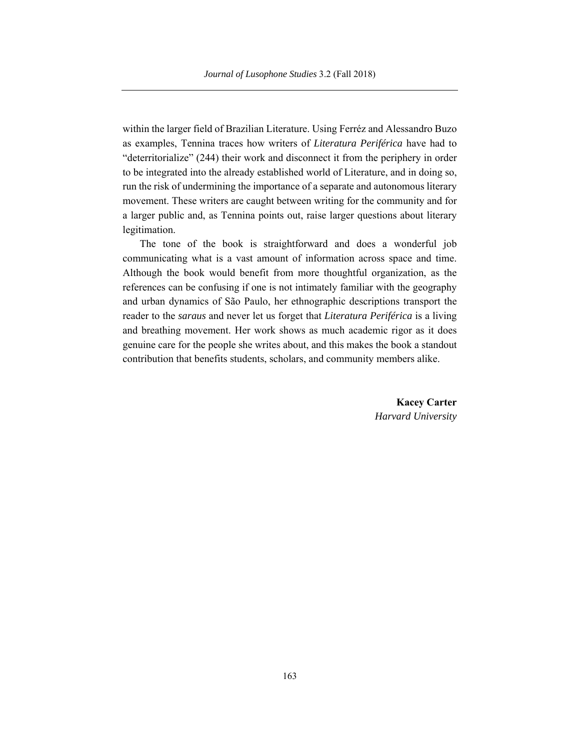within the larger field of Brazilian Literature. Using Ferréz and Alessandro Buzo as examples, Tennina traces how writers of *Literatura Periférica* have had to "deterritorialize" (244) their work and disconnect it from the periphery in order to be integrated into the already established world of Literature, and in doing so, run the risk of undermining the importance of a separate and autonomous literary movement. These writers are caught between writing for the community and for a larger public and, as Tennina points out, raise larger questions about literary legitimation.

The tone of the book is straightforward and does a wonderful job communicating what is a vast amount of information across space and time. Although the book would benefit from more thoughtful organization, as the references can be confusing if one is not intimately familiar with the geography and urban dynamics of São Paulo, her ethnographic descriptions transport the reader to the *saraus* and never let us forget that *Literatura Periférica* is a living and breathing movement. Her work shows as much academic rigor as it does genuine care for the people she writes about, and this makes the book a standout contribution that benefits students, scholars, and community members alike.

**Kacey Carter**
*Harvard University*